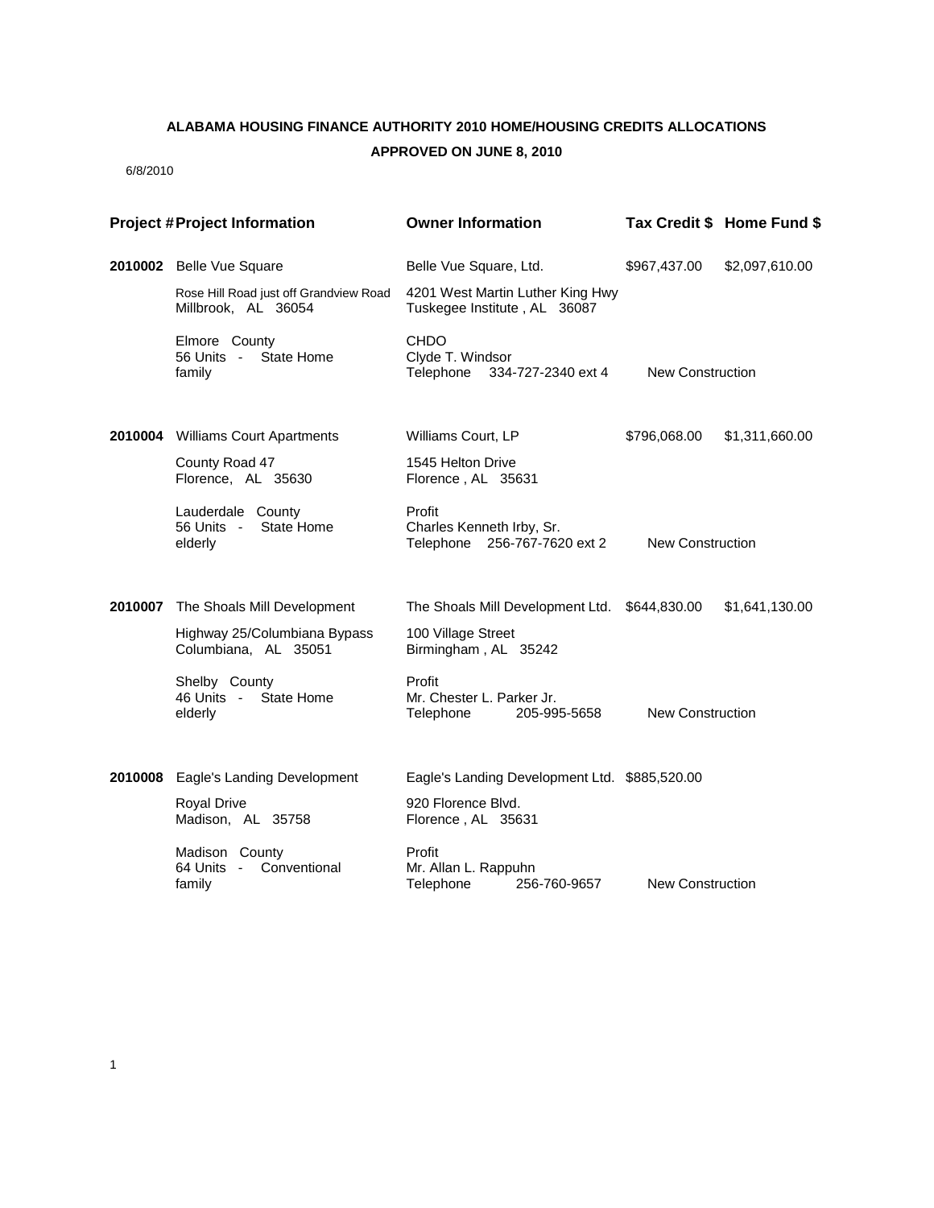**ALABAMA HOUSING FINANCE AUTHORITY 2010 HOME/HOUSING CREDITS ALLOCATIONS**

**APPROVED ON JUNE 8, 2010**

6/8/2010

| Project # | Project Information | Owner Information | Tax Credit $ | Home Fund $ |
|---|---|---|---|---|
| **2010002** | Belle Vue Square<br>Rose Hill Road just off Grandview Road<br>Millbrook, AL 36054<br>Elmore County<br>56 Units - State Home<br>family | Belle Vue Square, Ltd.<br>4201 West Martin Luther King Hwy<br>Tuskegee Institute , AL 36087<br>CHDO<br>Clyde T. Windsor<br>Telephone 334-727-2340 ext 4 | $967,437.00<br>New Construction | $2,097,610.00 |
| **2010004** | Williams Court Apartments<br>County Road 47<br>Florence, AL 35630<br>Lauderdale County<br>56 Units - State Home<br>elderly | Williams Court, LP<br>1545 Helton Drive<br>Florence , AL 35631<br>Profit<br>Charles Kenneth Irby, Sr.<br>Telephone 256-767-7620 ext 2 | $796,068.00<br>New Construction | $1,311,660.00 |
| **2010007** | The Shoals Mill Development<br>Highway 25/Columbiana Bypass<br>Columbiana, AL 35051<br>Shelby County<br>46 Units - State Home<br>elderly | The Shoals Mill Development Ltd.<br>100 Village Street<br>Birmingham , AL 35242<br>Profit<br>Mr. Chester L. Parker Jr.<br>Telephone 205-995-5658 | $644,830.00<br>New Construction | $1,641,130.00 |
| **2010008** | Eagle's Landing Development<br>Royal Drive<br>Madison, AL 35758<br>Madison County<br>64 Units - Conventional<br>family | Eagle's Landing Development Ltd.<br>920 Florence Blvd.<br>Florence , AL 35631<br>Profit<br>Mr. Allan L. Rappuhn<br>Telephone 256-760-9657 | $885,520.00<br>New Construction | |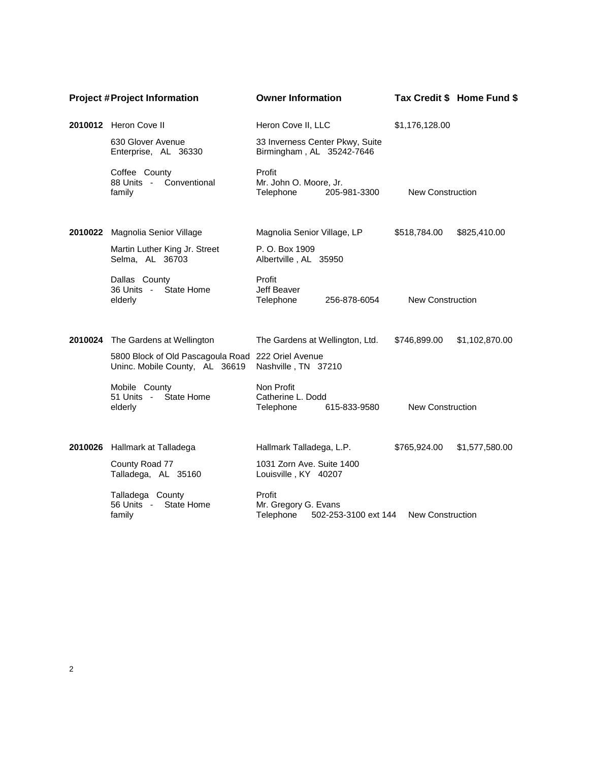| Project # | Project Information | Owner Information | Tax Credit $ | Home Fund $ |
|---|---|---|---|---|
| **2010012** | Heron Cove II<br>630 Glover Avenue<br>Enterprise, AL 36330<br>Coffee County<br>88 Units - Conventional<br>family | Heron Cove II, LLC<br>33 Inverness Center Pkwy, Suite<br>Birmingham , AL 35242-7646<br>Profit<br>Mr. John O. Moore, Jr.<br>Telephone 205-981-3300 | $1,176,128.00<br>New Construction | |
| **2010022** | Magnolia Senior Village<br>Martin Luther King Jr. Street<br>Selma, AL 36703<br>Dallas County<br>36 Units - State Home<br>elderly | Magnolia Senior Village, LP<br>P. O. Box 1909<br>Albertville , AL 35950<br>Profit<br>Jeff Beaver<br>Telephone 256-878-6054 | $518,784.00<br>New Construction | $825,410.00 |
| **2010024** | The Gardens at Wellington<br>5800 Block of Old Pascagoula Road<br>Uninc. Mobile County, AL 36619<br>Mobile County<br>51 Units - State Home<br>elderly | The Gardens at Wellington, Ltd.<br>222 Oriel Avenue<br>Nashville , TN 37210<br>Non Profit<br>Catherine L. Dodd<br>Telephone 615-833-9580 | $746,899.00<br>New Construction | $1,102,870.00 |
| **2010026** | Hallmark at Talladega<br>County Road 77<br>Talladega, AL 35160<br>Talladega County<br>56 Units - State Home<br>family | Hallmark Talladega, L.P.<br>1031 Zorn Ave. Suite 1400<br>Louisville , KY 40207<br>Profit<br>Mr. Gregory G. Evans<br>Telephone 502-253-3100 ext 144 | $765,924.00<br>New Construction | $1,577,580.00 |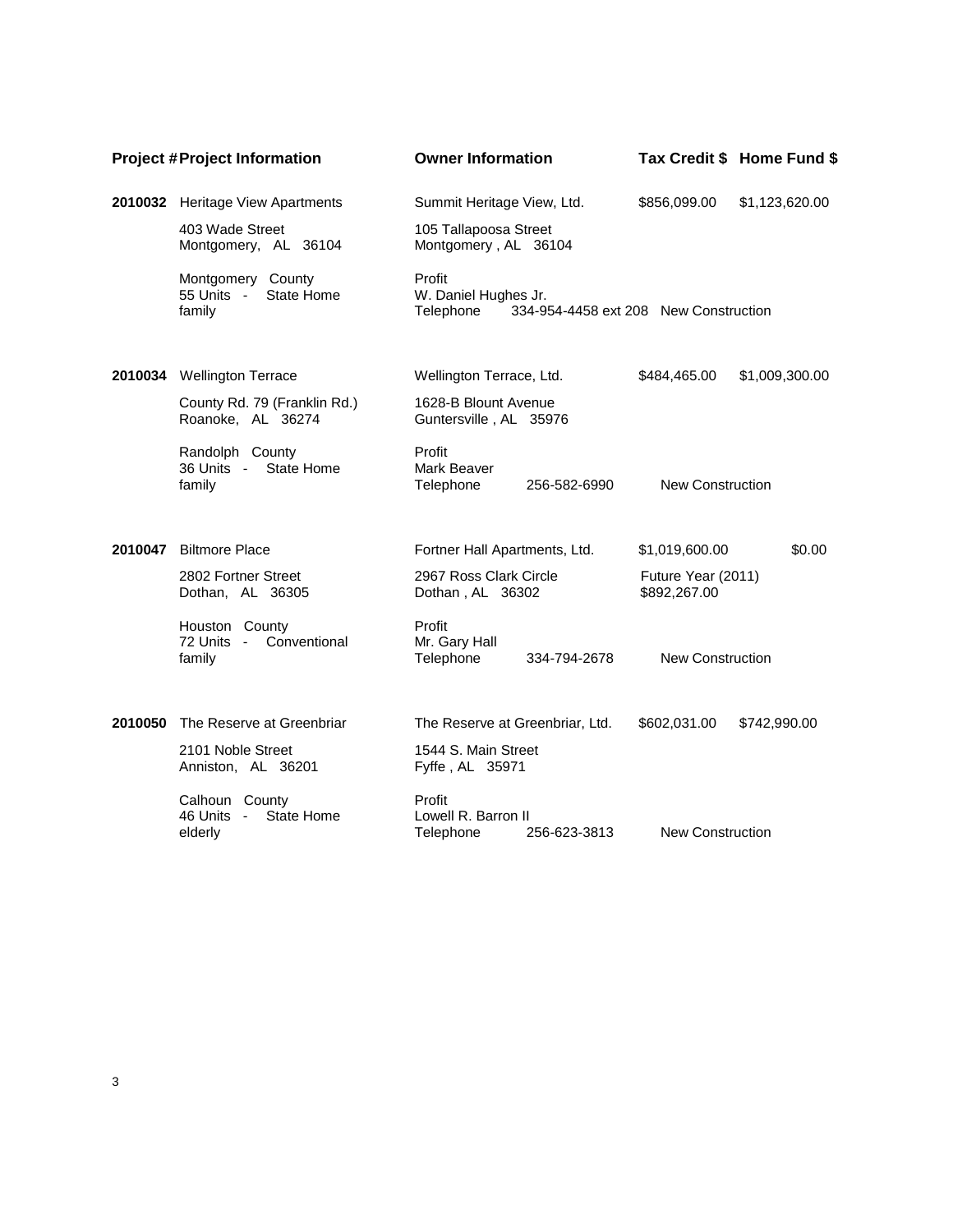| Project # | Project Information | Owner Information | Tax Credit $ | Home Fund $ |
|---|---|---|---|---|
| **2010032** | Heritage View Apartments<br>403 Wade Street<br>Montgomery, AL 36104<br>Montgomery County<br>55 Units - State Home<br>family | Summit Heritage View, Ltd.<br>105 Tallapoosa Street<br>Montgomery , AL 36104<br>Profit<br>W. Daniel Hughes Jr.<br>Telephone 334-954-4458 ext 208 | $856,099.00<br>New Construction | $1,123,620.00 |
| **2010034** | Wellington Terrace<br>County Rd. 79 (Franklin Rd.)<br>Roanoke, AL 36274<br>Randolph County<br>36 Units - State Home<br>family | Wellington Terrace, Ltd.<br>1628-B Blount Avenue<br>Guntersville , AL 35976<br>Profit<br>Mark Beaver<br>Telephone 256-582-6990 | $484,465.00<br>New Construction | $1,009,300.00 |
| **2010047** | Biltmore Place<br>2802 Fortner Street<br>Dothan, AL 36305<br>Houston County<br>72 Units - Conventional<br>family | Fortner Hall Apartments, Ltd.<br>2967 Ross Clark Circle<br>Dothan , AL 36302<br>Profit<br>Mr. Gary Hall<br>Telephone 334-794-2678 | $1,019,600.00<br>Future Year (2011)<br>$892,267.00<br>New Construction | $0.00 |
| **2010050** | The Reserve at Greenbriar<br>2101 Noble Street<br>Anniston, AL 36201<br>Calhoun County<br>46 Units - State Home<br>elderly | The Reserve at Greenbriar, Ltd.<br>1544 S. Main Street<br>Fyffe , AL 35971<br>Profit<br>Lowell R. Barron II<br>Telephone 256-623-3813 | $602,031.00<br>New Construction | $742,990.00 |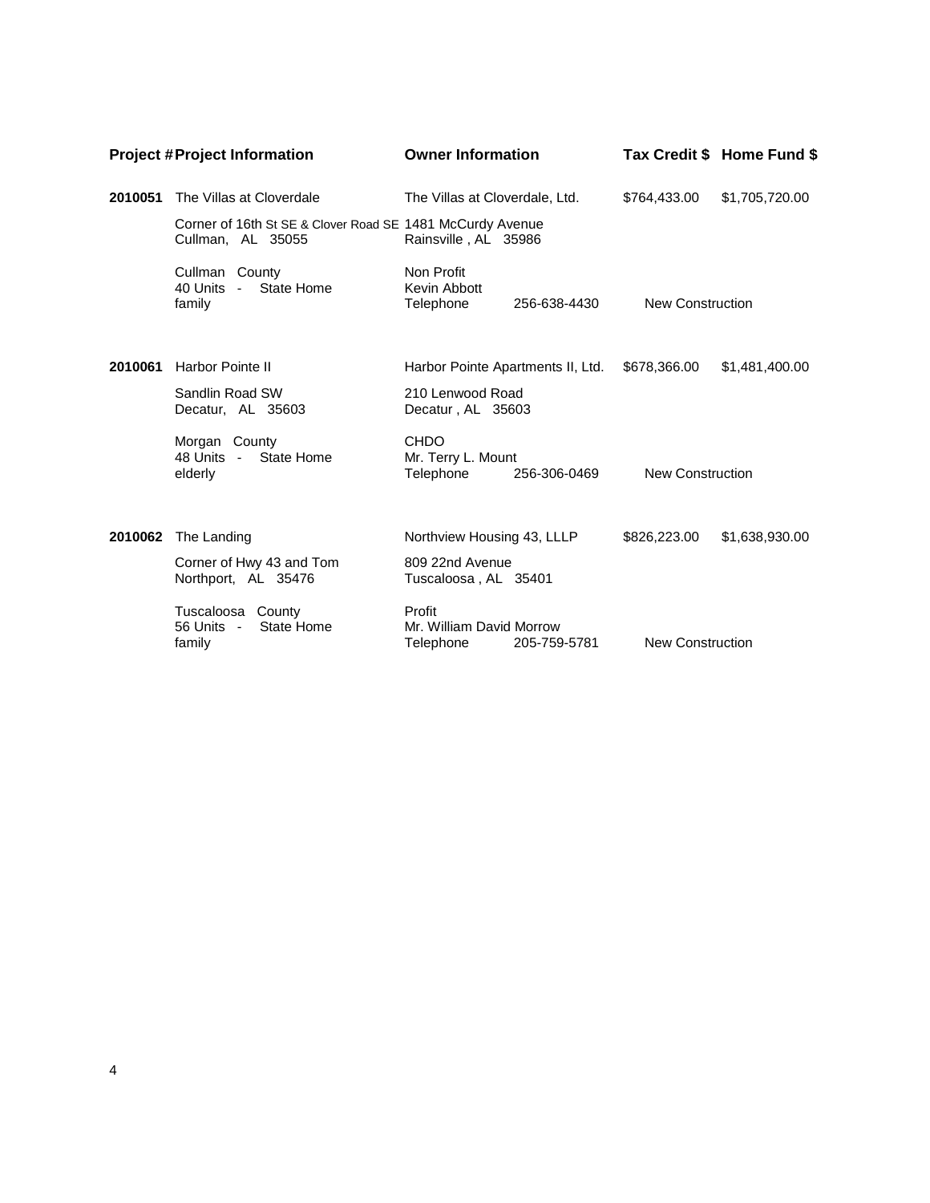| Project # | Project Information | Owner Information | | Tax Credit $ | Home Fund $ |
|---|---|---|---|---|---|
| **2010051** | The Villas at Cloverdale | The Villas at Cloverdale, Ltd. | | $764,433.00 | $1,705,720.00 |
| | Corner of 16th St SE & Clover Road SE<br>Cullman, AL 35055 | 1481 McCurdy Avenue<br>Rainsville , AL 35986 | | | |
| | Cullman County<br>40 Units - State Home<br>family | Non Profit<br>Kevin Abbott<br>Telephone | 256-638-4430 | New Construction | |
| **2010061** | Harbor Pointe II | Harbor Pointe Apartments II, Ltd. | | $678,366.00 | $1,481,400.00 |
| | Sandlin Road SW<br>Decatur, AL 35603 | 210 Lenwood Road<br>Decatur , AL 35603 | | | |
| | Morgan County<br>48 Units - State Home<br>elderly | CHDO<br>Mr. Terry L. Mount<br>Telephone | 256-306-0469 | New Construction | |
| **2010062** | The Landing | Northview Housing 43, LLLP | | $826,223.00 | $1,638,930.00 |
| | Corner of Hwy 43 and Tom<br>Northport, AL 35476 | 809 22nd Avenue<br>Tuscaloosa , AL 35401 | | | |
| | Tuscaloosa County<br>56 Units - State Home<br>family | Profit<br>Mr. William David Morrow<br>Telephone | 205-759-5781 | New Construction | |